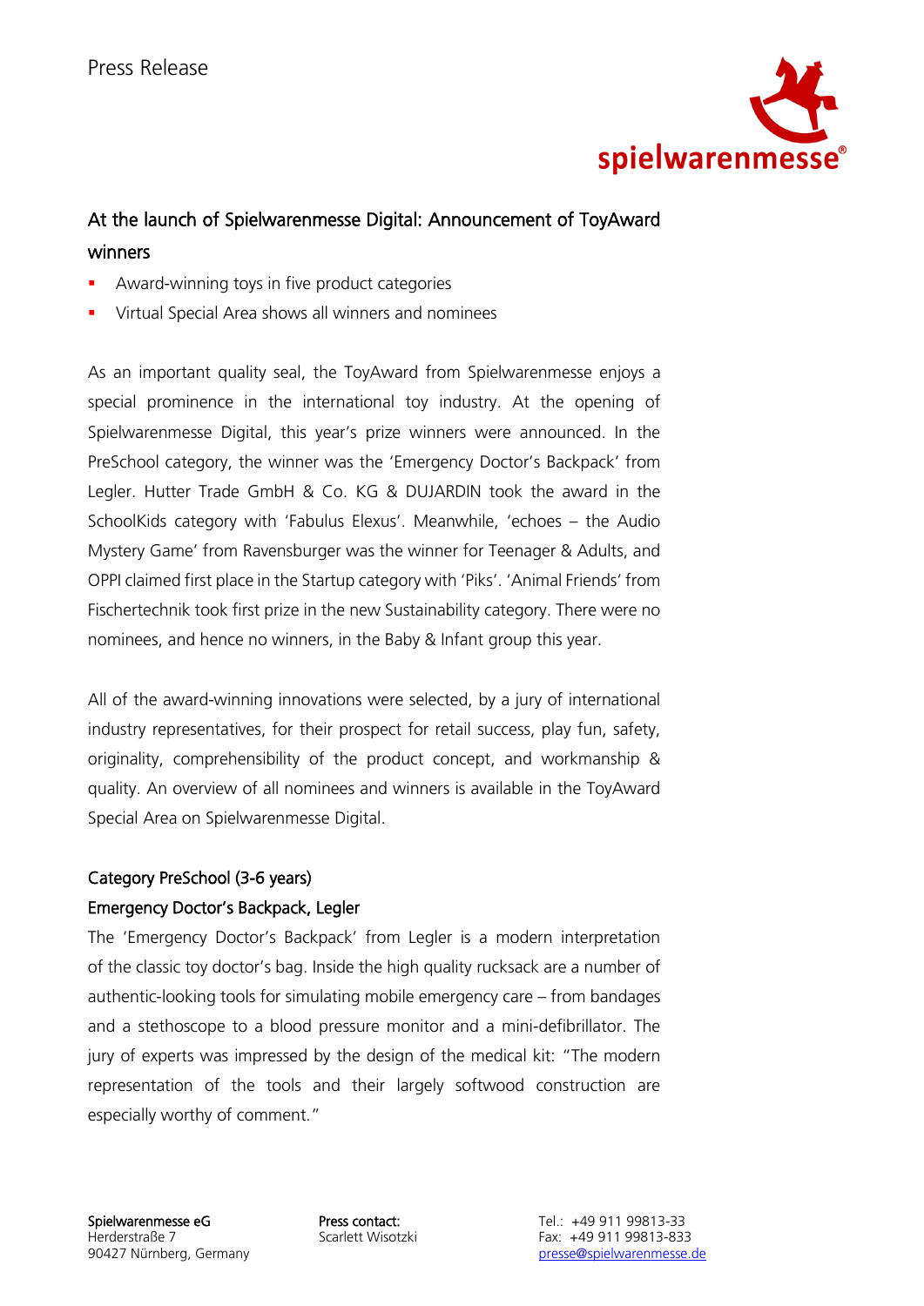Press Release

# At the launch of Spielwarenmesse Digital: Announcement of ToyAward winners

- Award-winning toys in five product categories
- Virtual Special Area shows all winners and nominees

As an important quality seal, the ToyAward from Spielwarenmesse enjoys a special prominence in the international toy industry. At the opening of Spielwarenmesse Digital, this year's prize winners were announced. In the PreSchool category, the winner was the 'Emergency Doctor's Backpack' from Legler. Hutter Trade GmbH & Co. KG & DUJARDIN took the award in the SchoolKids category with 'Fabulus Elexus'. Meanwhile, 'echoes – the Audio Mystery Game' from Ravensburger was the winner for Teenager & Adults, and OPPI claimed first place in the Startup category with 'Piks'. 'Animal Friends' from Fischertechnik took first prize in the new Sustainability category. There were no nominees, and hence no winners, in the Baby & Infant group this year.

All of the award-winning innovations were selected, by a jury of international industry representatives, for their prospect for retail success, play fun, safety, originality, comprehensibility of the product concept, and workmanship & quality. An overview of all nominees and winners is available in the ToyAward Special Area on Spielwarenmesse Digital.

## Category PreSchool (3-6 years)

### Emergency Doctor's Backpack, Legler

The 'Emergency Doctor's Backpack' from Legler is a modern interpretation of the classic toy doctor's bag. Inside the high quality rucksack are a number of authentic-looking tools for simulating mobile emergency care – from bandages and a stethoscope to a blood pressure monitor and a mini-defibrillator. The jury of experts was impressed by the design of the medical kit: "The modern representation of the tools and their largely softwood construction are especially worthy of comment."

**Spielwarenmesse eG**
Herderstraße 7
90427 Nürnberg, Germany

**Press contact:**
Scarlett Wisotzki

Tel.: +49 911 99813-33
Fax: +49 911 99813-833
presse@spielwarenmesse.de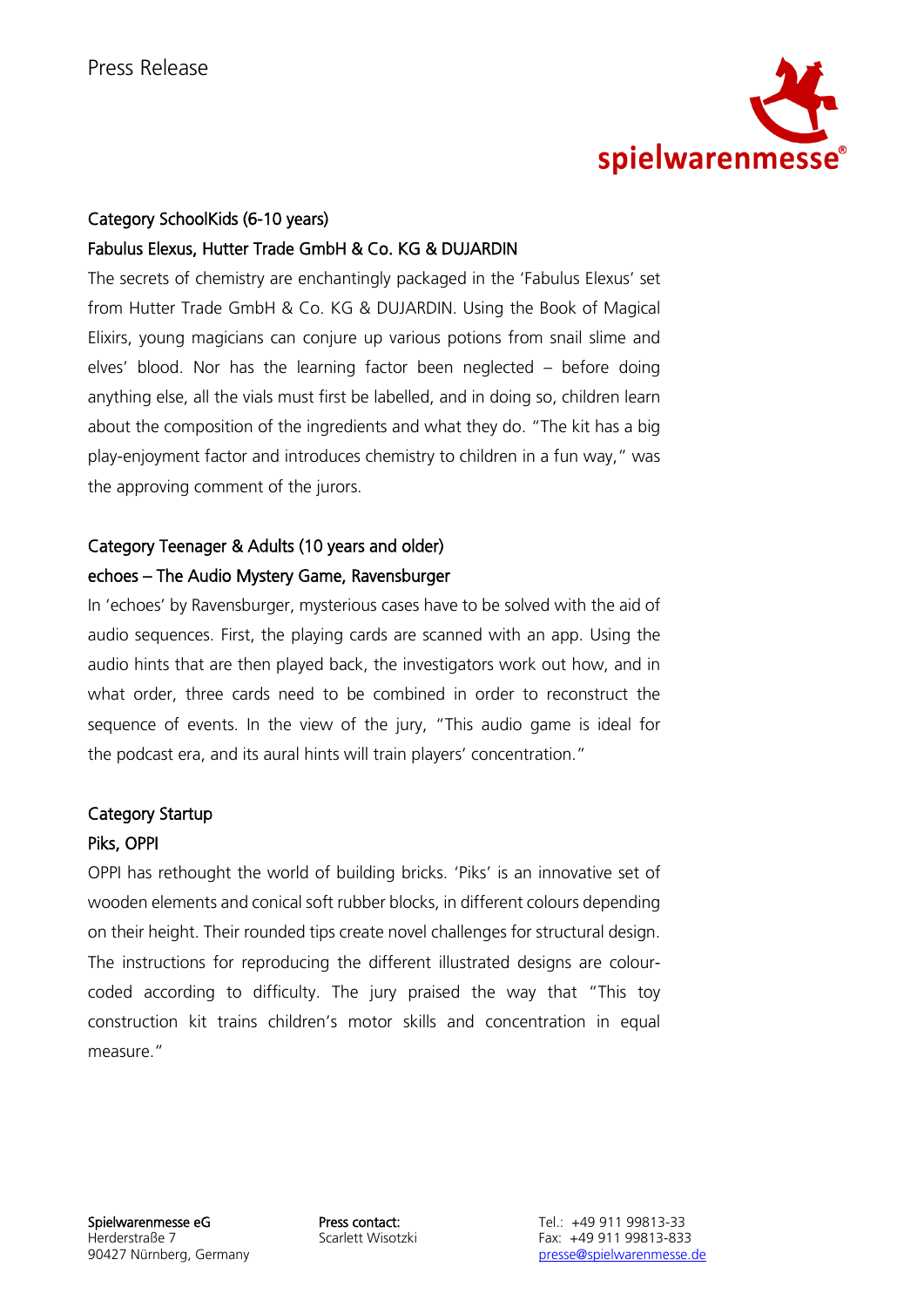### Category SchoolKids (6-10 years)

#### Fabulus Elexus, Hutter Trade GmbH & Co. KG & DUJARDIN

The secrets of chemistry are enchantingly packaged in the 'Fabulus Elexus' set from Hutter Trade GmbH & Co. KG & DUJARDIN. Using the Book of Magical Elixirs, young magicians can conjure up various potions from snail slime and elves' blood. Nor has the learning factor been neglected – before doing anything else, all the vials must first be labelled, and in doing so, children learn about the composition of the ingredients and what they do. "The kit has a big play-enjoyment factor and introduces chemistry to children in a fun way," was the approving comment of the jurors.

### Category Teenager & Adults (10 years and older)

#### echoes – The Audio Mystery Game, Ravensburger

In 'echoes' by Ravensburger, mysterious cases have to be solved with the aid of audio sequences. First, the playing cards are scanned with an app. Using the audio hints that are then played back, the investigators work out how, and in what order, three cards need to be combined in order to reconstruct the sequence of events. In the view of the jury, "This audio game is ideal for the podcast era, and its aural hints will train players' concentration."

### Category Startup

#### Piks, OPPI

OPPI has rethought the world of building bricks. 'Piks' is an innovative set of wooden elements and conical soft rubber blocks, in different colours depending on their height. Their rounded tips create novel challenges for structural design. The instructions for reproducing the different illustrated designs are colour-coded according to difficulty. The jury praised the way that "This toy construction kit trains children's motor skills and concentration in equal measure."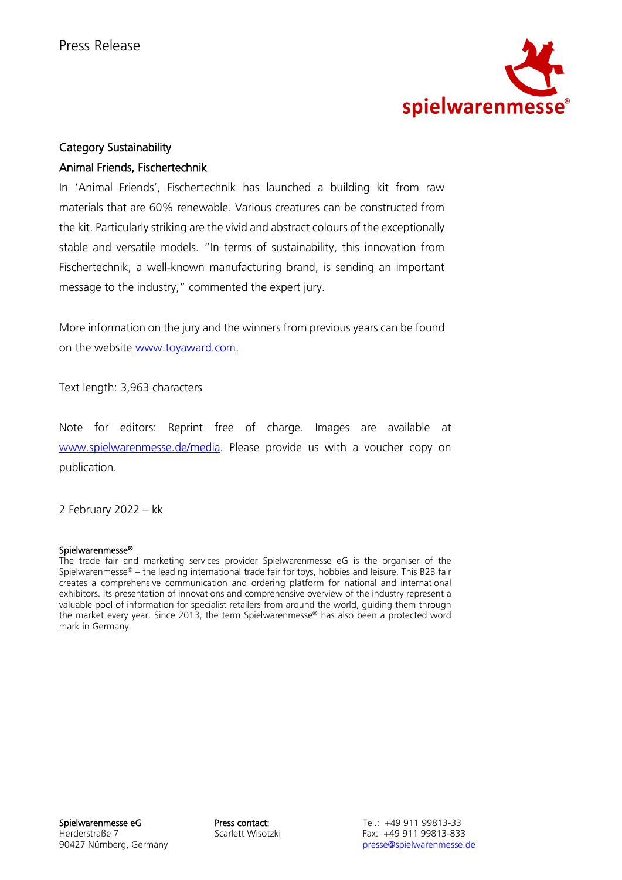### Category Sustainability

### Animal Friends, Fischertechnik

In 'Animal Friends', Fischertechnik has launched a building kit from raw materials that are 60% renewable. Various creatures can be constructed from the kit. Particularly striking are the vivid and abstract colours of the exceptionally stable and versatile models. "In terms of sustainability, this innovation from Fischertechnik, a well-known manufacturing brand, is sending an important message to the industry," commented the expert jury.

More information on the jury and the winners from previous years can be found on the website www.toyaward.com.

Text length: 3,963 characters

Note for editors: Reprint free of charge. Images are available at www.spielwarenmesse.de/media. Please provide us with a voucher copy on publication.

2 February 2022 – kk

**Spielwarenmesse®**
The trade fair and marketing services provider Spielwarenmesse eG is the organiser of the Spielwarenmesse® – the leading international trade fair for toys, hobbies and leisure. This B2B fair creates a comprehensive communication and ordering platform for national and international exhibitors. Its presentation of innovations and comprehensive overview of the industry represent a valuable pool of information for specialist retailers from around the world, guiding them through the market every year. Since 2013, the term Spielwarenmesse® has also been a protected word mark in Germany.

**Spielwarenmesse eG**
Herderstraße 7
90427 Nürnberg, Germany

**Press contact:**
Scarlett Wisotzki

Tel.: +49 911 99813-33
Fax: +49 911 99813-833
presse@spielwarenmesse.de